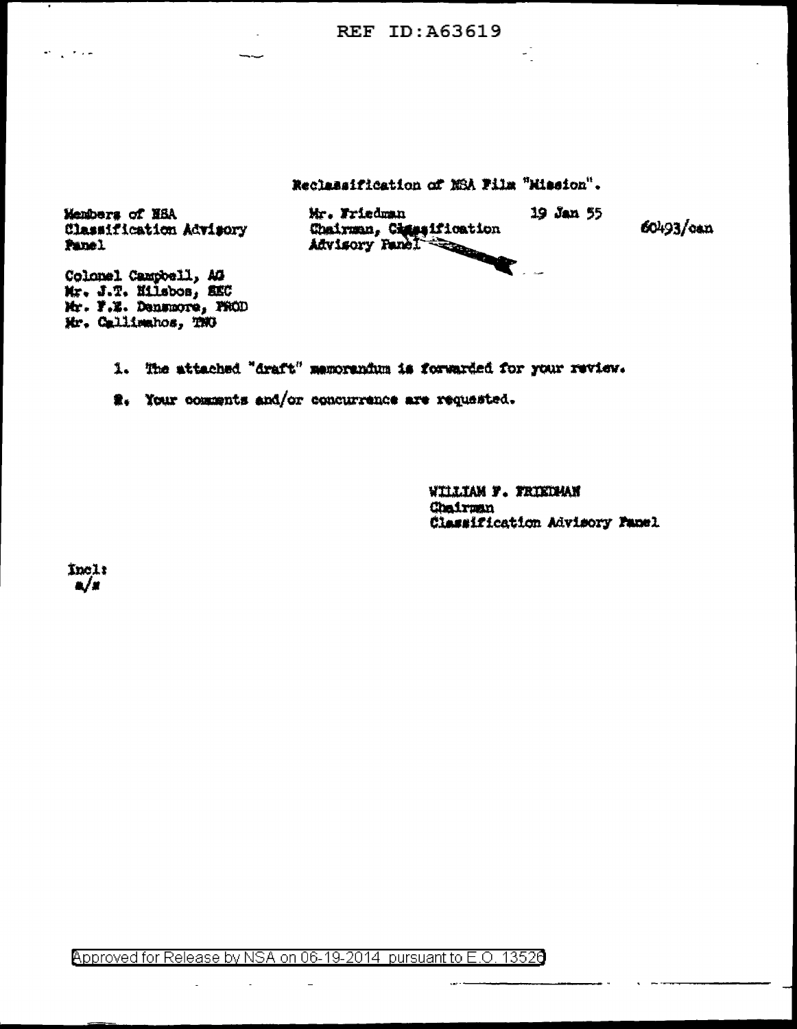REF ID:A63619

Reclassification of NSA Film "Mission".

Members of NSA Classification Advisory Panel

Mr. Friedman
Chairman, Classification Advisory Panel

19 Jan 55

60493/can

Colonel Campbell, AG
Mr. J.T. Hilsbos, SEC
Mr. F.E. Densmore, PROD
Mr. Callimahos, TNG

1. The attached "draft" memorandum is forwarded for your review.

2. Your comments and/or concurrence are requested.

WILLIAM F. FRIEDMAN
Chairman
Classification Advisory Panel

Incl:
a/s

Approved for Release by NSA on 06-19-2014 pursuant to E.O. 13526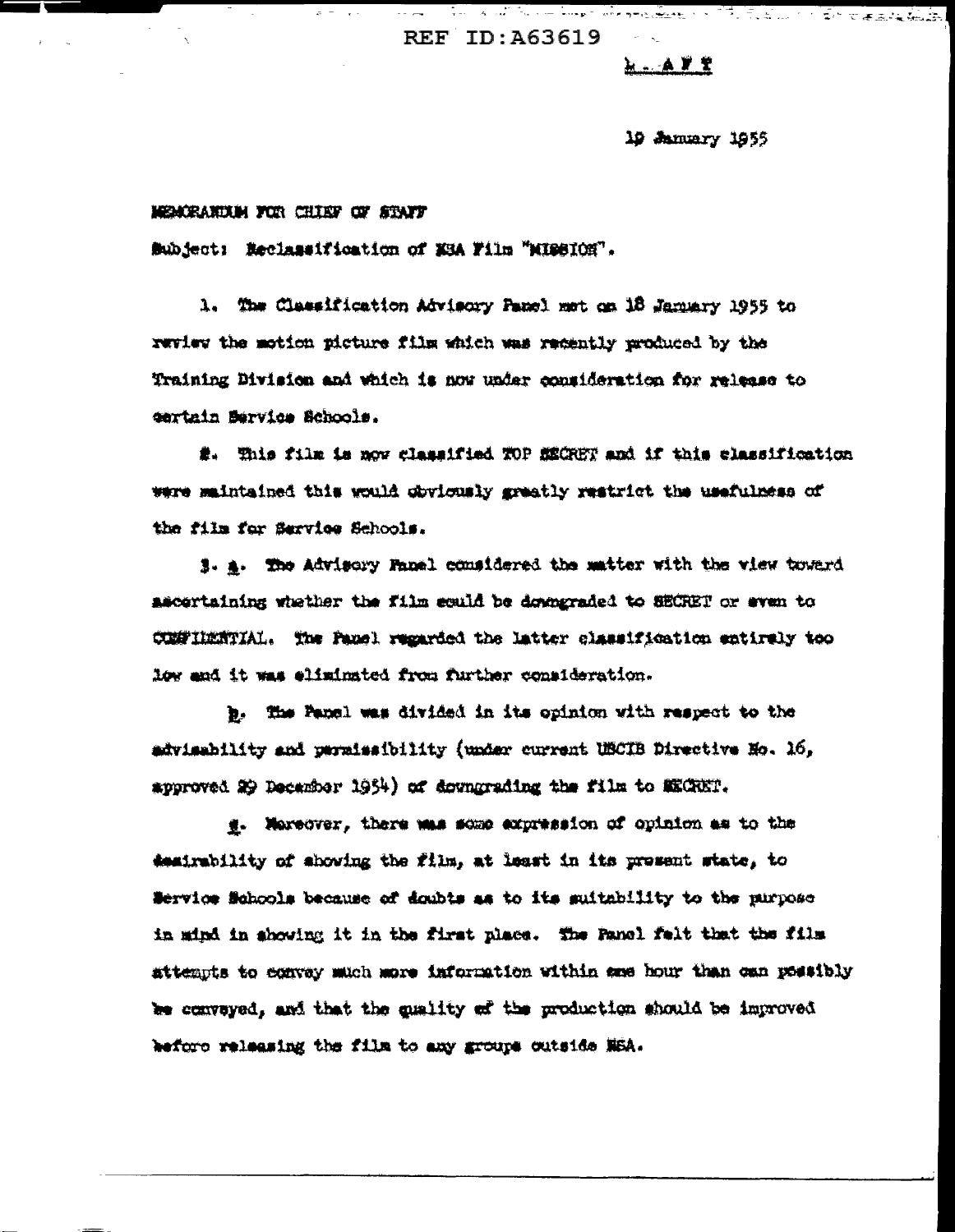REF ID:A63619

19 January 1955

MEMORANDUM FOR CHIEF OF STAFF

Subject: Reclassification of NSA Film "MISSION".

1. The Classification Advisory Panel met on 18 January 1955 to review the motion picture film which was recently produced by the Training Division and which is now under consideration for release to certain Service Schools.

2. This film is now classified TOP SECRET and if this classification were maintained this would obviously greatly restrict the usefulness of the film for Service Schools.

3. a. The Advisory Panel considered the matter with the view toward ascertaining whether the film could be downgraded to SECRET or even to CONFIDENTIAL. The Panel regarded the latter classification entirely too low and it was eliminated from further consideration.

b. The Panel was divided in its opinion with respect to the advisability and permissibility (under current USCIB Directive No. 16, approved 29 December 1954) of downgrading the film to SECRET.

c. Moreover, there was some expression of opinion as to the desirability of showing the film, at least in its present state, to Service Schools because of doubts as to its suitability to the purpose in mind in showing it in the first place. The Panel felt that the film attempts to convey much more information within one hour than can possibly be conveyed, and that the quality of the production should be improved before releasing the film to any groups outside NSA.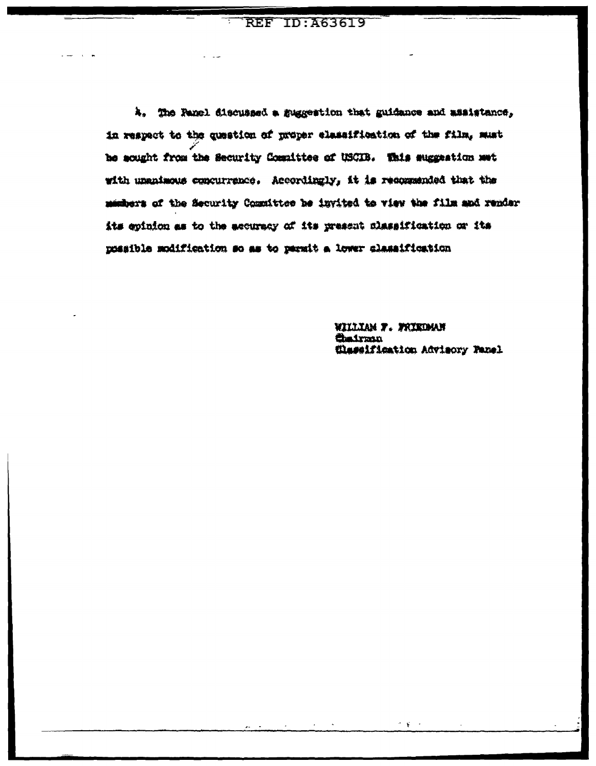4. The Panel discussed a suggestion that guidance and assistance, in respect to the question of proper classification of the film, must be sought from the Security Committee of USCIB. This suggestion met with unanimous concurrence. Accordingly, it is recommended that the members of the Security Committee be invited to view the film and render its opinion as to the accuracy of its present classification or its possible modification so as to permit a lower classification

WILLIAM F. FRIEDMAN
Chairman
Classification Advisory Panel